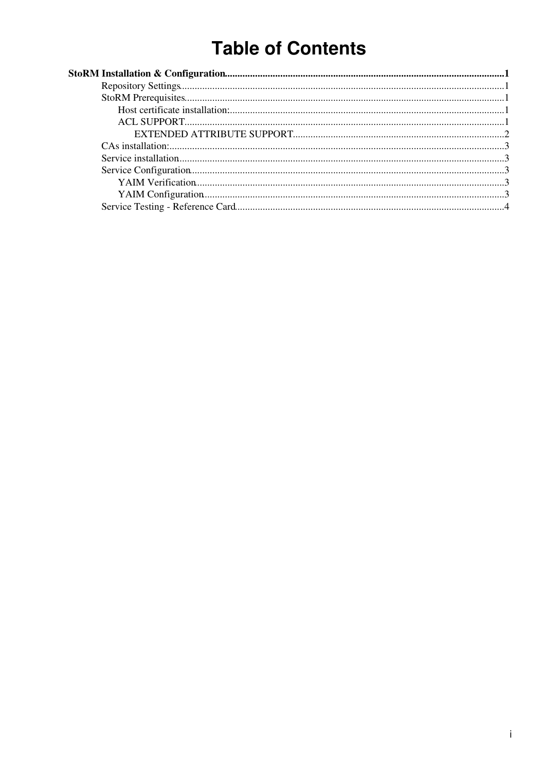# Table of Contents

**StoRM Installation & Configuration**..............................................................................................................1

- Repository Settings...............................................................................................................1
- StoRM Prerequisites..............................................................................................................1
  - Host certificate installation:............................................................................................1
  - ACL SUPPORT..............................................................................................................1
    - EXTENDED ATTRIBUTE SUPPORT..................................................................................2
- CAs installation:....................................................................................................................3
- Service installation................................................................................................................3
- Service Configuration............................................................................................................3
  - YAIM Verification...........................................................................................................3
  - YAIM Configuration.......................................................................................................3
- Service Testing - Reference Card..........................................................................................4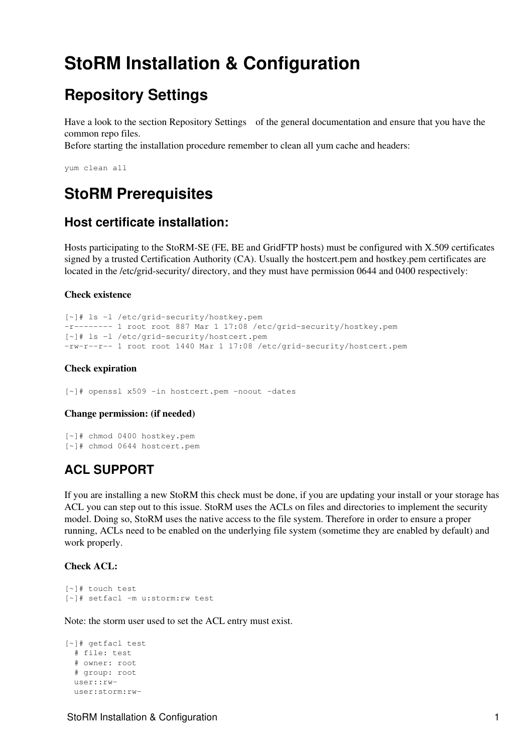# StoRM Installation & Configuration

## Repository Settings

Have a look to the section Repository Settings of the general documentation and ensure that you have the common repo files.
Before starting the installation procedure remember to clean all yum cache and headers:

```
yum clean all
```

## StoRM Prerequisites

### Host certificate installation:

Hosts participating to the StoRM-SE (FE, BE and GridFTP hosts) must be configured with X.509 certificates signed by a trusted Certification Authority (CA). Usually the hostcert.pem and hostkey.pem certificates are located in the /etc/grid-security/ directory, and they must have permission 0644 and 0400 respectively:

#### Check existence

```
[~]# ls -l /etc/grid-security/hostkey.pem
-r-------- 1 root root 887 Mar 1 17:08 /etc/grid-security/hostkey.pem
[~]# ls -l /etc/grid-security/hostcert.pem
-rw-r--r-- 1 root root 1440 Mar 1 17:08 /etc/grid-security/hostcert.pem
```

#### Check expiration

```
[~]# openssl x509 -in hostcert.pem -noout -dates
```

#### Change permission: (if needed)

```
[~]# chmod 0400 hostkey.pem
[~]# chmod 0644 hostcert.pem
```

### ACL SUPPORT

If you are installing a new StoRM this check must be done, if you are updating your install or your storage has ACL you can step out to this issue. StoRM uses the ACLs on files and directories to implement the security model. Doing so, StoRM uses the native access to the file system. Therefore in order to ensure a proper running, ACLs need to be enabled on the underlying file system (sometime they are enabled by default) and work properly.

#### Check ACL:

```
[~]# touch test
[~]# setfacl -m u:storm:rw test
```

Note: the storm user used to set the ACL entry must exist.

```
[~]# getfacl test
  # file: test
  # owner: root
  # group: root
  user::rw-
  user:storm:rw-
```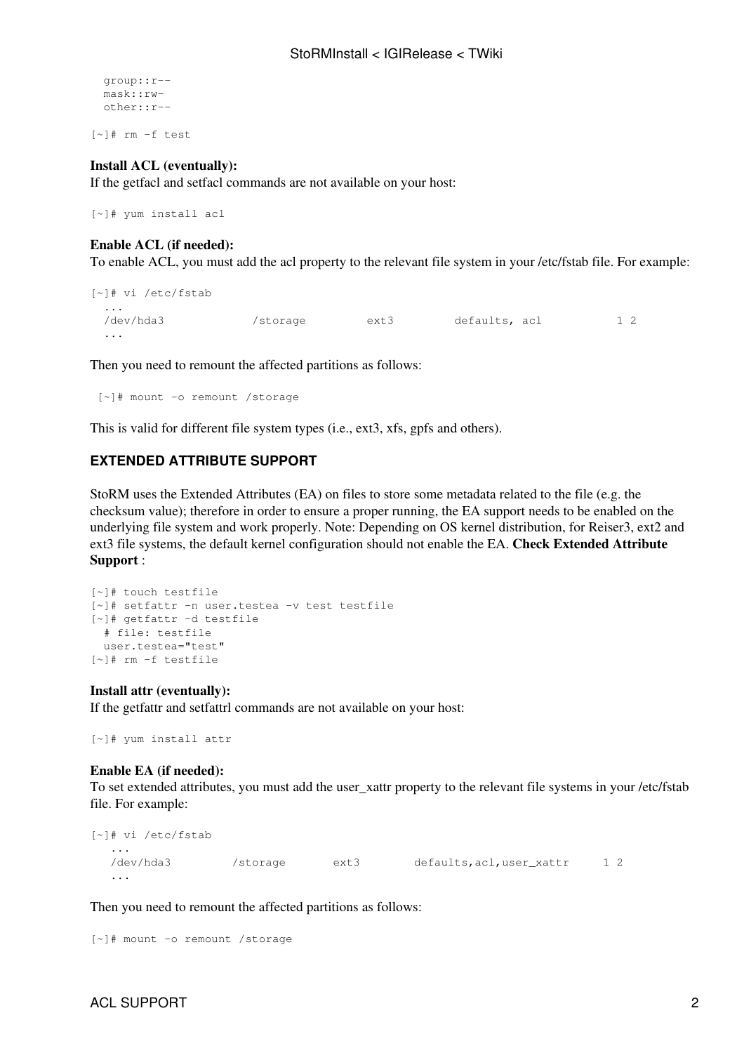```
  group::r--
  mask::rw-
  other::r--

[~]# rm -f test
```

**Install ACL (eventually):**
If the getfacl and setfacl commands are not available on your host:

```
[~]# yum install acl
```

**Enable ACL (if needed):**
To enable ACL, you must add the acl property to the relevant file system in your /etc/fstab file. For example:

```
[~]# vi /etc/fstab
  ...
  /dev/hda3             /storage         ext3         defaults, acl           1 2
  ...
```

Then you need to remount the affected partitions as follows:

```
 [~]# mount -o remount /storage
```

This is valid for different file system types (i.e., ext3, xfs, gpfs and others).

### EXTENDED ATTRIBUTE SUPPORT

StoRM uses the Extended Attributes (EA) on files to store some metadata related to the file (e.g. the checksum value); therefore in order to ensure a proper running, the EA support needs to be enabled on the underlying file system and work properly. Note: Depending on OS kernel distribution, for Reiser3, ext2 and ext3 file systems, the default kernel configuration should not enable the EA. **Check Extended Attribute Support** :

```
[~]# touch testfile
[~]# setfattr -n user.testea -v test testfile
[~]# getfattr -d testfile
  # file: testfile
  user.testea="test"
[~]# rm -f testfile
```

**Install attr (eventually):**
If the getfattr and setfattrl commands are not available on your host:

```
[~]# yum install attr
```

**Enable EA (if needed):**
To set extended attributes, you must add the user_xattr property to the relevant file systems in your /etc/fstab file. For example:

```
[~]# vi /etc/fstab
   ...
   /dev/hda3         /storage       ext3        defaults,acl,user_xattr     1 2
   ...
```

Then you need to remount the affected partitions as follows:

```
[~]# mount -o remount /storage
```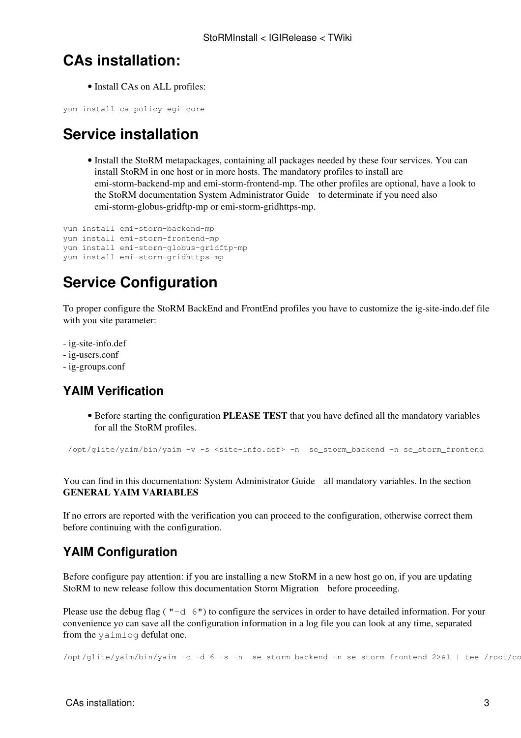# CAs installation:

- Install CAs on ALL profiles:

```
yum install ca-policy-egi-core
```

# Service installation

- Install the StoRM metapackages, containing all packages needed by these four services. You can install StoRM in one host or in more hosts. The mandatory profiles to install are emi-storm-backend-mp and emi-storm-frontend-mp. The other profiles are optional, have a look to the StoRM documentation System Administrator Guide to determinate if you need also emi-storm-globus-gridftp-mp or emi-storm-gridhttps-mp.

```
yum install emi-storm-backend-mp
yum install emi-storm-frontend-mp
yum install emi-storm-globus-gridftp-mp
yum install emi-storm-gridhttps-mp
```

# Service Configuration

To proper configure the StoRM BackEnd and FrontEnd profiles you have to customize the ig-site-indo.def file with you site parameter:

- ig-site-info.def
- ig-users.conf
- ig-groups.conf

## YAIM Verification

- Before starting the configuration **PLEASE TEST** that you have defined all the mandatory variables for all the StoRM profiles.

```
 /opt/glite/yaim/bin/yaim -v -s <site-info.def> -n  se_storm_backend -n se_storm_frontend
```

You can find in this documentation: System Administrator Guide all mandatory variables. In the section **GENERAL YAIM VARIABLES**

If no errors are reported with the verification you can proceed to the configuration, otherwise correct them before continuing with the configuration.

## YAIM Configuration

Before configure pay attention: if you are installing a new StoRM in a new host go on, if you are updating StoRM to new release follow this documentation Storm Migration before proceeding.

Please use the debug flag ( `"-d 6"`) to configure the services in order to have detailed information. For your convenience yo can save all the configuration information in a log file you can look at any time, separated from the `yaimlog` defulat one.

```
/opt/glite/yaim/bin/yaim -c -d 6 -s -n  se_storm_backend -n se_storm_frontend 2>&1 | tee /root/co
```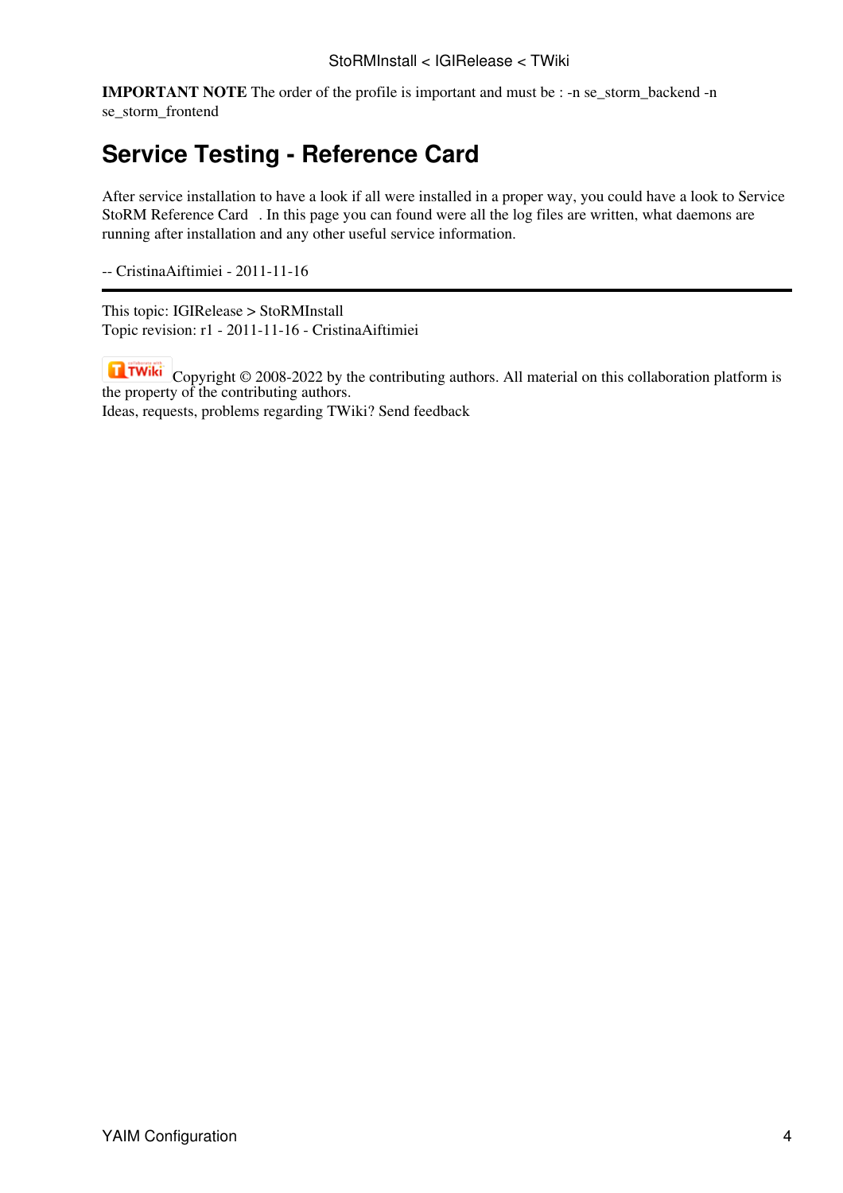**IMPORTANT NOTE** The order of the profile is important and must be : -n se_storm_backend -n se_storm_frontend

## Service Testing - Reference Card

After service installation to have a look if all were installed in a proper way, you could have a look to Service StoRM Reference Card . In this page you can found were all the log files are written, what daemons are running after installation and any other useful service information.

-- CristinaAiftimiei - 2011-11-16

---

This topic: IGIRelease > StoRMInstall
Topic revision: r1 - 2011-11-16 - CristinaAiftimiei

Copyright © 2008-2022 by the contributing authors. All material on this collaboration platform is the property of the contributing authors.
Ideas, requests, problems regarding TWiki? Send feedback